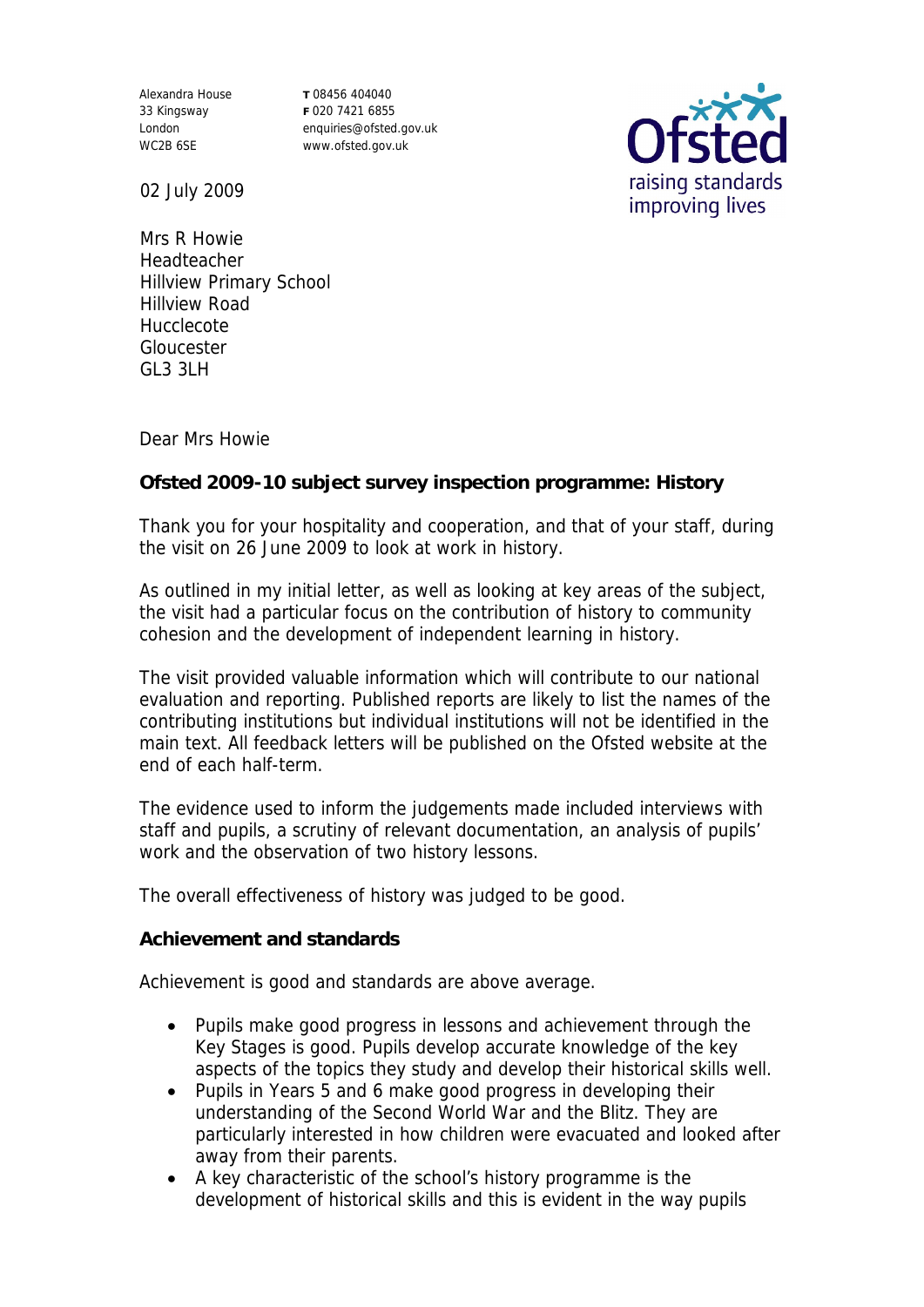Alexandra House
33 Kingsway
London
WC2B 6SE

T 08456 404040
F 020 7421 6855
enquiries@ofsted.gov.uk
www.ofsted.gov.uk

02 July 2009

Mrs R Howie
Headteacher
Hillview Primary School
Hillview Road
Hucclecote
Gloucester
GL3 3LH

Dear Mrs Howie

**Ofsted 2009-10 subject survey inspection programme: History**

Thank you for your hospitality and cooperation, and that of your staff, during the visit on 26 June 2009 to look at work in history.

As outlined in my initial letter, as well as looking at key areas of the subject, the visit had a particular focus on the contribution of history to community cohesion and the development of independent learning in history.

The visit provided valuable information which will contribute to our national evaluation and reporting. Published reports are likely to list the names of the contributing institutions but individual institutions will not be identified in the main text. All feedback letters will be published on the Ofsted website at the end of each half-term.

The evidence used to inform the judgements made included interviews with staff and pupils, a scrutiny of relevant documentation, an analysis of pupils' work and the observation of two history lessons.

The overall effectiveness of history was judged to be good.

**Achievement and standards**

Achievement is good and standards are above average.

- Pupils make good progress in lessons and achievement through the Key Stages is good. Pupils develop accurate knowledge of the key aspects of the topics they study and develop their historical skills well.
- Pupils in Years 5 and 6 make good progress in developing their understanding of the Second World War and the Blitz. They are particularly interested in how children were evacuated and looked after away from their parents.
- A key characteristic of the school's history programme is the development of historical skills and this is evident in the way pupils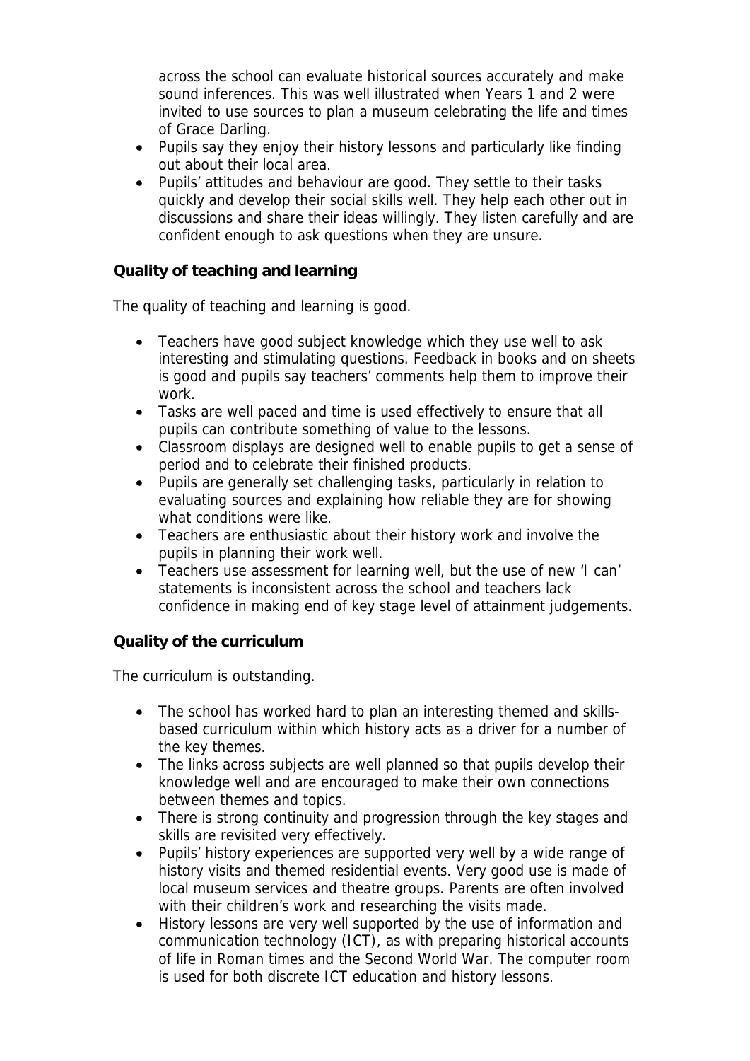across the school can evaluate historical sources accurately and make sound inferences. This was well illustrated when Years 1 and 2 were invited to use sources to plan a museum celebrating the life and times of Grace Darling.

- Pupils say they enjoy their history lessons and particularly like finding out about their local area.
- Pupils' attitudes and behaviour are good. They settle to their tasks quickly and develop their social skills well. They help each other out in discussions and share their ideas willingly. They listen carefully and are confident enough to ask questions when they are unsure.

**Quality of teaching and learning**

The quality of teaching and learning is good.

- Teachers have good subject knowledge which they use well to ask interesting and stimulating questions. Feedback in books and on sheets is good and pupils say teachers' comments help them to improve their work.
- Tasks are well paced and time is used effectively to ensure that all pupils can contribute something of value to the lessons.
- Classroom displays are designed well to enable pupils to get a sense of period and to celebrate their finished products.
- Pupils are generally set challenging tasks, particularly in relation to evaluating sources and explaining how reliable they are for showing what conditions were like.
- Teachers are enthusiastic about their history work and involve the pupils in planning their work well.
- Teachers use assessment for learning well, but the use of new 'I can' statements is inconsistent across the school and teachers lack confidence in making end of key stage level of attainment judgements.

**Quality of the curriculum**

The curriculum is outstanding.

- The school has worked hard to plan an interesting themed and skills-based curriculum within which history acts as a driver for a number of the key themes.
- The links across subjects are well planned so that pupils develop their knowledge well and are encouraged to make their own connections between themes and topics.
- There is strong continuity and progression through the key stages and skills are revisited very effectively.
- Pupils' history experiences are supported very well by a wide range of history visits and themed residential events. Very good use is made of local museum services and theatre groups. Parents are often involved with their children's work and researching the visits made.
- History lessons are very well supported by the use of information and communication technology (ICT), as with preparing historical accounts of life in Roman times and the Second World War. The computer room is used for both discrete ICT education and history lessons.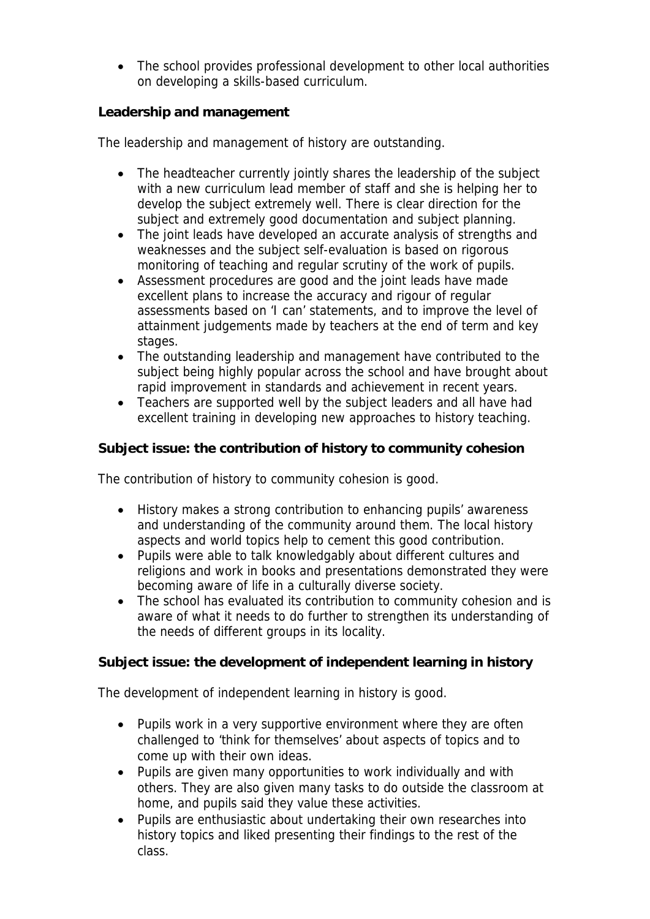- The school provides professional development to other local authorities on developing a skills-based curriculum.

**Leadership and management**

The leadership and management of history are outstanding.

- The headteacher currently jointly shares the leadership of the subject with a new curriculum lead member of staff and she is helping her to develop the subject extremely well. There is clear direction for the subject and extremely good documentation and subject planning.
- The joint leads have developed an accurate analysis of strengths and weaknesses and the subject self-evaluation is based on rigorous monitoring of teaching and regular scrutiny of the work of pupils.
- Assessment procedures are good and the joint leads have made excellent plans to increase the accuracy and rigour of regular assessments based on 'I can' statements, and to improve the level of attainment judgements made by teachers at the end of term and key stages.
- The outstanding leadership and management have contributed to the subject being highly popular across the school and have brought about rapid improvement in standards and achievement in recent years.
- Teachers are supported well by the subject leaders and all have had excellent training in developing new approaches to history teaching.

**Subject issue: the contribution of history to community cohesion**

The contribution of history to community cohesion is good.

- History makes a strong contribution to enhancing pupils' awareness and understanding of the community around them. The local history aspects and world topics help to cement this good contribution.
- Pupils were able to talk knowledgably about different cultures and religions and work in books and presentations demonstrated they were becoming aware of life in a culturally diverse society.
- The school has evaluated its contribution to community cohesion and is aware of what it needs to do further to strengthen its understanding of the needs of different groups in its locality.

**Subject issue: the development of independent learning in history**

The development of independent learning in history is good.

- Pupils work in a very supportive environment where they are often challenged to 'think for themselves' about aspects of topics and to come up with their own ideas.
- Pupils are given many opportunities to work individually and with others. They are also given many tasks to do outside the classroom at home, and pupils said they value these activities.
- Pupils are enthusiastic about undertaking their own researches into history topics and liked presenting their findings to the rest of the class.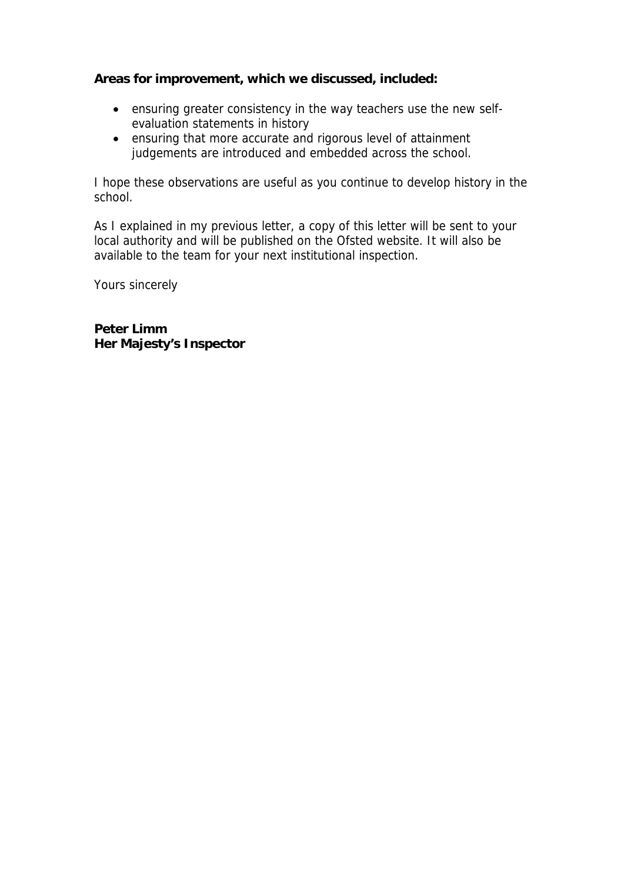**Areas for improvement, which we discussed, included:**

- ensuring greater consistency in the way teachers use the new self-evaluation statements in history
- ensuring that more accurate and rigorous level of attainment judgements are introduced and embedded across the school.

I hope these observations are useful as you continue to develop history in the school.

As I explained in my previous letter, a copy of this letter will be sent to your local authority and will be published on the Ofsted website. It will also be available to the team for your next institutional inspection.

Yours sincerely

**Peter Limm**
**Her Majesty's Inspector**